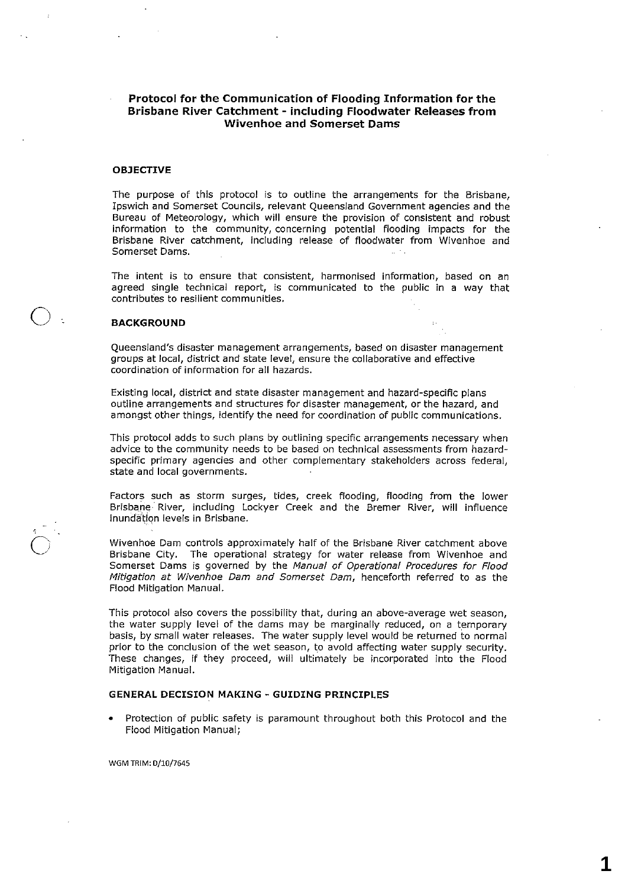# Protocol for the Communication of Flooding Information for the Brisbane River Catchment - including Floodwater Releases from Wivenhoe and Somerset Dams

## OBJECTIVE

The purpose of this protocol is to outline the arrangements for the Brisbane, Ipswich and Somerset Councils, relevant Queensland Government agencies and the Bureau of Meteorology, which will ensure the provision of consistent and robust information to the community, concerning potential flooding impacts for the Brisbane River catchment, including release of floodwater from Wivenhoe and Somerset Dams.

The intent is to ensure that consistent, harmonised information, based on an agreed single technical report, is communicated to the public in a way that contributes to resilient communities.

## BACKGROUND

Queensland's disaster management arrangements, based on disaster management groups at local, district and state level, ensure the collaborative and effective coordination of information for all hazards.

Existing local, district and state disaster management and hazard-specific plans outline arrangements and structures for disaster management, or the hazard, and amongst other things, identify the need for coordination of public communications.

This protocol adds to such plans by outlining specific arrangements necessary when advice to the community needs to be based on technical assessments from hazard-specific primary agencies and other complementary stakeholders across federal, state and local governments.

Factors such as storm surges, tides, creek flooding, flooding from the lower Brisbane River, including Lockyer Creek and the Bremer River, will influence inundation levels in Brisbane.

Wivenhoe Dam controls approximately half of the Brisbane River catchment above Brisbane City. The operational strategy for water release from Wivenhoe and Somerset Dams is governed by the *Manual of Operational Procedures for Flood Mitigation at Wivenhoe Dam and Somerset Dam*, henceforth referred to as the Flood Mitigation Manual.

This protocol also covers the possibility that, during an above-average wet season, the water supply level of the dams may be marginally reduced, on a temporary basis, by small water releases. The water supply level would be returned to normal prior to the conclusion of the wet season, to avoid affecting water supply security. These changes, if they proceed, will ultimately be incorporated into the Flood Mitigation Manual.

## GENERAL DECISION MAKING - GUIDING PRINCIPLES

- Protection of public safety is paramount throughout both this Protocol and the Flood Mitigation Manual;

WGM TRIM: D/10/7645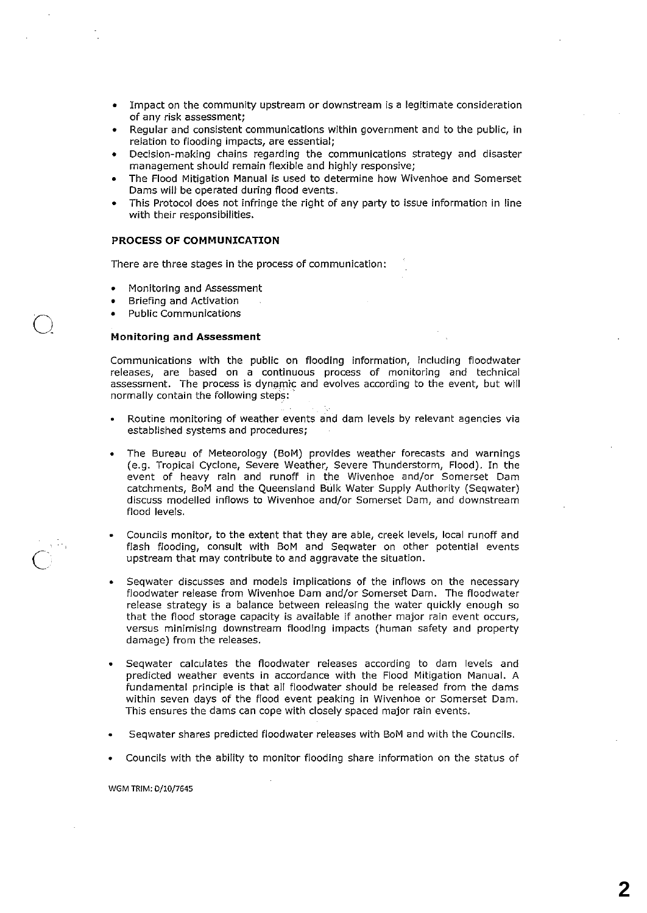- Impact on the community upstream or downstream is a legitimate consideration of any risk assessment;
- Regular and consistent communications within government and to the public, in relation to flooding impacts, are essential;
- Decision-making chains regarding the communications strategy and disaster management should remain flexible and highly responsive;
- The Flood Mitigation Manual is used to determine how Wivenhoe and Somerset Dams will be operated during flood events.
- This Protocol does not infringe the right of any party to issue information in line with their responsibilities.

## PROCESS OF COMMUNICATION

There are three stages in the process of communication:

- Monitoring and Assessment
- Briefing and Activation
- Public Communications

### Monitoring and Assessment

Communications with the public on flooding information, including floodwater releases, are based on a continuous process of monitoring and technical assessment. The process is dynamic and evolves according to the event, but will normally contain the following steps:

- Routine monitoring of weather events and dam levels by relevant agencies via established systems and procedures;

- The Bureau of Meteorology (BoM) provides weather forecasts and warnings (e.g. Tropical Cyclone, Severe Weather, Severe Thunderstorm, Flood). In the event of heavy rain and runoff in the Wivenhoe and/or Somerset Dam catchments, BoM and the Queensland Bulk Water Supply Authority (Seqwater) discuss modelled inflows to Wivenhoe and/or Somerset Dam, and downstream flood levels.

- Councils monitor, to the extent that they are able, creek levels, local runoff and flash flooding, consult with BoM and Seqwater on other potential events upstream that may contribute to and aggravate the situation.

- Seqwater discusses and models implications of the inflows on the necessary floodwater release from Wivenhoe Dam and/or Somerset Dam. The floodwater release strategy is a balance between releasing the water quickly enough so that the flood storage capacity is available if another major rain event occurs, versus minimising downstream flooding impacts (human safety and property damage) from the releases.

- Seqwater calculates the floodwater releases according to dam levels and predicted weather events in accordance with the Flood Mitigation Manual. A fundamental principle is that all floodwater should be released from the dams within seven days of the flood event peaking in Wivenhoe or Somerset Dam. This ensures the dams can cope with closely spaced major rain events.

- Seqwater shares predicted floodwater releases with BoM and with the Councils.

- Councils with the ability to monitor flooding share information on the status of

WGM TRIM: D/10/7645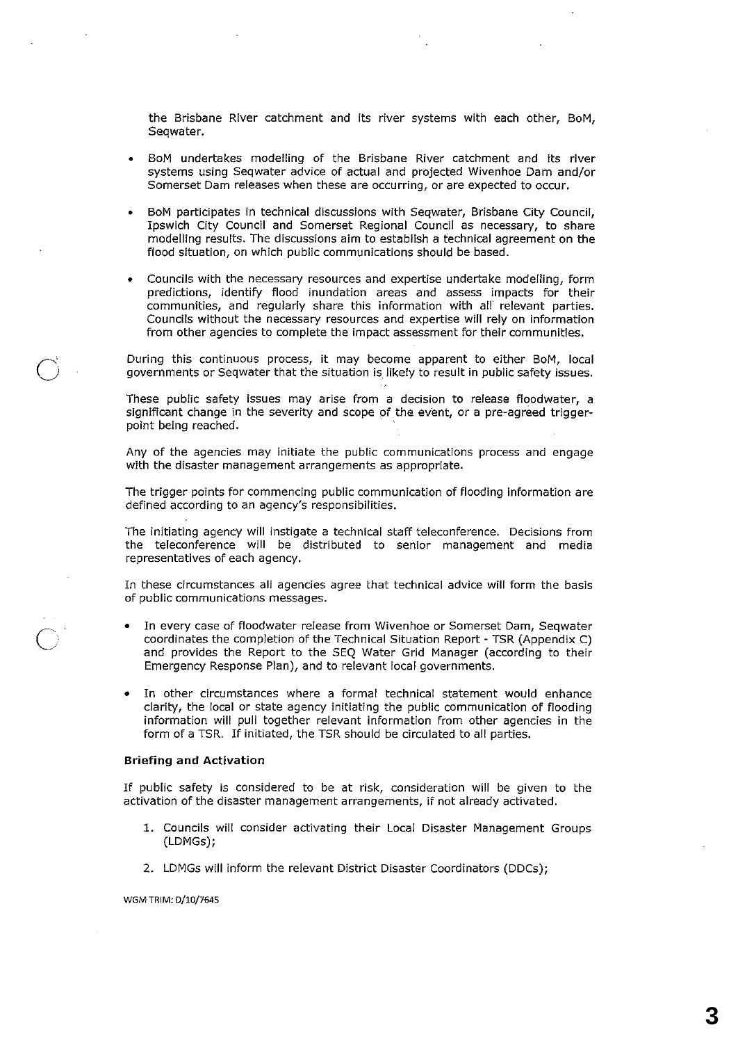the Brisbane River catchment and its river systems with each other, BoM, Seqwater.

- BoM undertakes modelling of the Brisbane River catchment and its river systems using Seqwater advice of actual and projected Wivenhoe Dam and/or Somerset Dam releases when these are occurring, or are expected to occur.

- BoM participates in technical discussions with Seqwater, Brisbane City Council, Ipswich City Council and Somerset Regional Council as necessary, to share modelling results. The discussions aim to establish a technical agreement on the flood situation, on which public communications should be based.

- Councils with the necessary resources and expertise undertake modelling, form predictions, identify flood inundation areas and assess impacts for their communities, and regularly share this information with all relevant parties. Councils without the necessary resources and expertise will rely on information from other agencies to complete the impact assessment for their communities.

During this continuous process, it may become apparent to either BoM, local governments or Seqwater that the situation is likely to result in public safety issues.

These public safety issues may arise from a decision to release floodwater, a significant change in the severity and scope of the event, or a pre-agreed trigger-point being reached.

Any of the agencies may initiate the public communications process and engage with the disaster management arrangements as appropriate.

The trigger points for commencing public communication of flooding information are defined according to an agency's responsibilities.

The initiating agency will instigate a technical staff teleconference. Decisions from the teleconference will be distributed to senior management and media representatives of each agency.

In these circumstances all agencies agree that technical advice will form the basis of public communications messages.

- In every case of floodwater release from Wivenhoe or Somerset Dam, Seqwater coordinates the completion of the Technical Situation Report - TSR (Appendix C) and provides the Report to the SEQ Water Grid Manager (according to their Emergency Response Plan), and to relevant local governments.

- In other circumstances where a formal technical statement would enhance clarity, the local or state agency initiating the public communication of flooding information will pull together relevant information from other agencies in the form of a TSR. If initiated, the TSR should be circulated to all parties.

**Briefing and Activation**

If public safety is considered to be at risk, consideration will be given to the activation of the disaster management arrangements, if not already activated.

1. Councils will consider activating their Local Disaster Management Groups (LDMGs);

2. LDMGs will inform the relevant District Disaster Coordinators (DDCs);

WGM TRIM: D/10/7645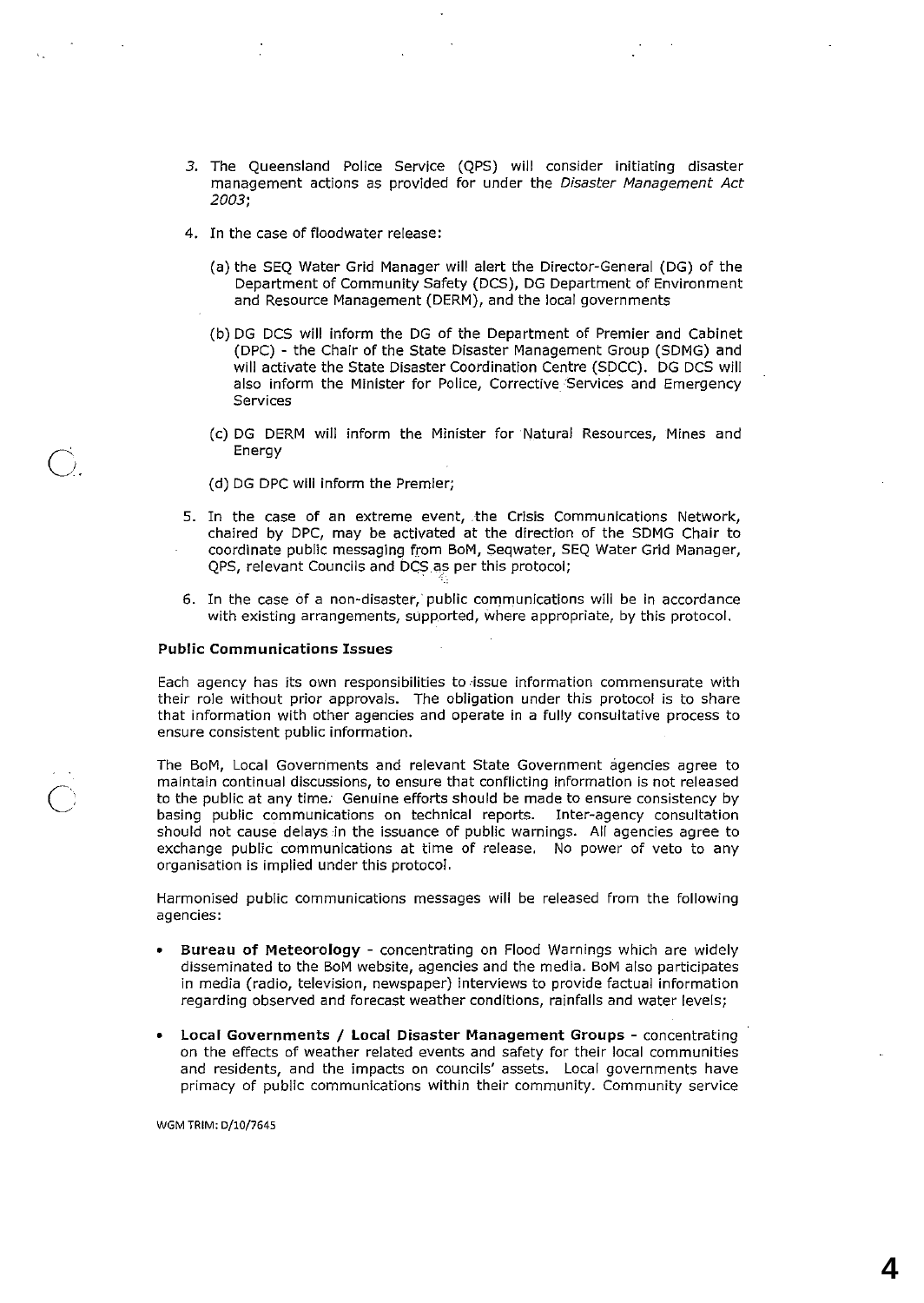3. The Queensland Police Service (QPS) will consider initiating disaster management actions as provided for under the *Disaster Management Act 2003*;

4. In the case of floodwater release:

   (a) the SEQ Water Grid Manager will alert the Director-General (DG) of the Department of Community Safety (DCS), DG Department of Environment and Resource Management (DERM), and the local governments

   (b) DG DCS will inform the DG of the Department of Premier and Cabinet (DPC) - the Chair of the State Disaster Management Group (SDMG) and will activate the State Disaster Coordination Centre (SDCC). DG DCS will also inform the Minister for Police, Corrective Services and Emergency Services

   (c) DG DERM will inform the Minister for Natural Resources, Mines and Energy

   (d) DG DPC will inform the Premier;

5. In the case of an extreme event, the Crisis Communications Network, chaired by DPC, may be activated at the direction of the SDMG Chair to coordinate public messaging from BoM, Seqwater, SEQ Water Grid Manager, QPS, relevant Councils and DCS as per this protocol;

6. In the case of a non-disaster, public communications will be in accordance with existing arrangements, supported, where appropriate, by this protocol.

**Public Communications Issues**

Each agency has its own responsibilities to issue information commensurate with their role without prior approvals. The obligation under this protocol is to share that information with other agencies and operate in a fully consultative process to ensure consistent public information.

The BoM, Local Governments and relevant State Government agencies agree to maintain continual discussions, to ensure that conflicting information is not released to the public at any time. Genuine efforts should be made to ensure consistency by basing public communications on technical reports. Inter-agency consultation should not cause delays in the issuance of public warnings. All agencies agree to exchange public communications at time of release. No power of veto to any organisation is implied under this protocol.

Harmonised public communications messages will be released from the following agencies:

- **Bureau of Meteorology** - concentrating on Flood Warnings which are widely disseminated to the BoM website, agencies and the media. BoM also participates in media (radio, television, newspaper) interviews to provide factual information regarding observed and forecast weather conditions, rainfalls and water levels;

- **Local Governments / Local Disaster Management Groups** - concentrating on the effects of weather related events and safety for their local communities and residents, and the impacts on councils' assets. Local governments have primacy of public communications within their community. Community service

WGM TRIM: D/10/7645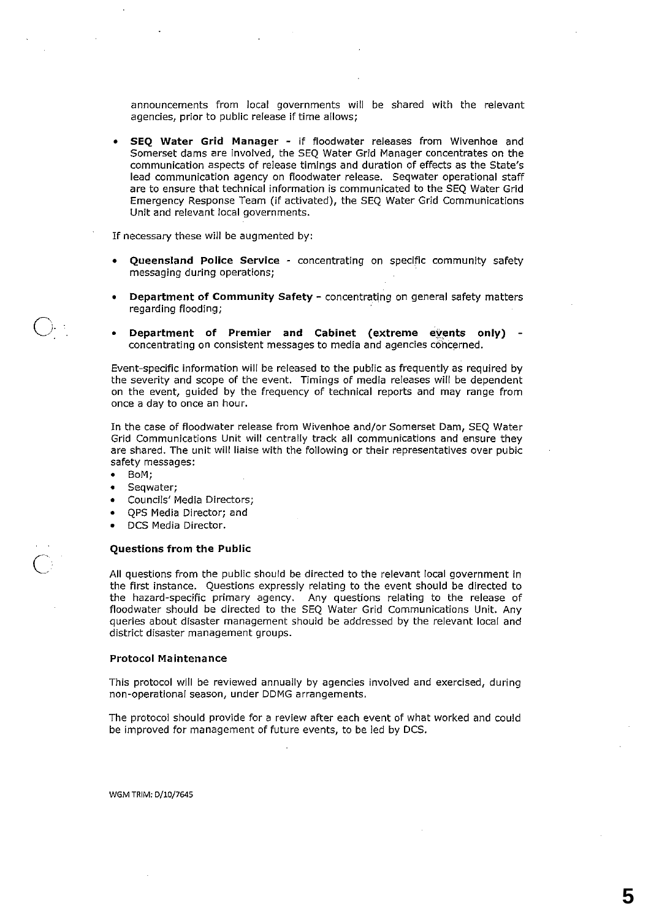announcements from local governments will be shared with the relevant agencies, prior to public release if time allows;

- **SEQ Water Grid Manager** - if floodwater releases from Wivenhoe and Somerset dams are involved, the SEQ Water Grid Manager concentrates on the communication aspects of release timings and duration of effects as the State's lead communication agency on floodwater release. Seqwater operational staff are to ensure that technical information is communicated to the SEQ Water Grid Emergency Response Team (if activated), the SEQ Water Grid Communications Unit and relevant local governments.

If necessary these will be augmented by:

- **Queensland Police Service** - concentrating on specific community safety messaging during operations;
- **Department of Community Safety** - concentrating on general safety matters regarding flooding;
- **Department of Premier and Cabinet (extreme events only)** - concentrating on consistent messages to media and agencies concerned.

Event-specific information will be released to the public as frequently as required by the severity and scope of the event. Timings of media releases will be dependent on the event, guided by the frequency of technical reports and may range from once a day to once an hour.

In the case of floodwater release from Wivenhoe and/or Somerset Dam, SEQ Water Grid Communications Unit will centrally track all communications and ensure they are shared. The unit will liaise with the following or their representatives over pubic safety messages:

- BoM;
- Seqwater;
- Councils' Media Directors;
- QPS Media Director; and
- DCS Media Director.

**Questions from the Public**

All questions from the public should be directed to the relevant local government in the first instance. Questions expressly relating to the event should be directed to the hazard-specific primary agency. Any questions relating to the release of floodwater should be directed to the SEQ Water Grid Communications Unit. Any queries about disaster management should be addressed by the relevant local and district disaster management groups.

**Protocol Maintenance**

This protocol will be reviewed annually by agencies involved and exercised, during non-operational season, under DDMG arrangements.

The protocol should provide for a review after each event of what worked and could be improved for management of future events, to be led by DCS.

WGM TRIM: D/10/7645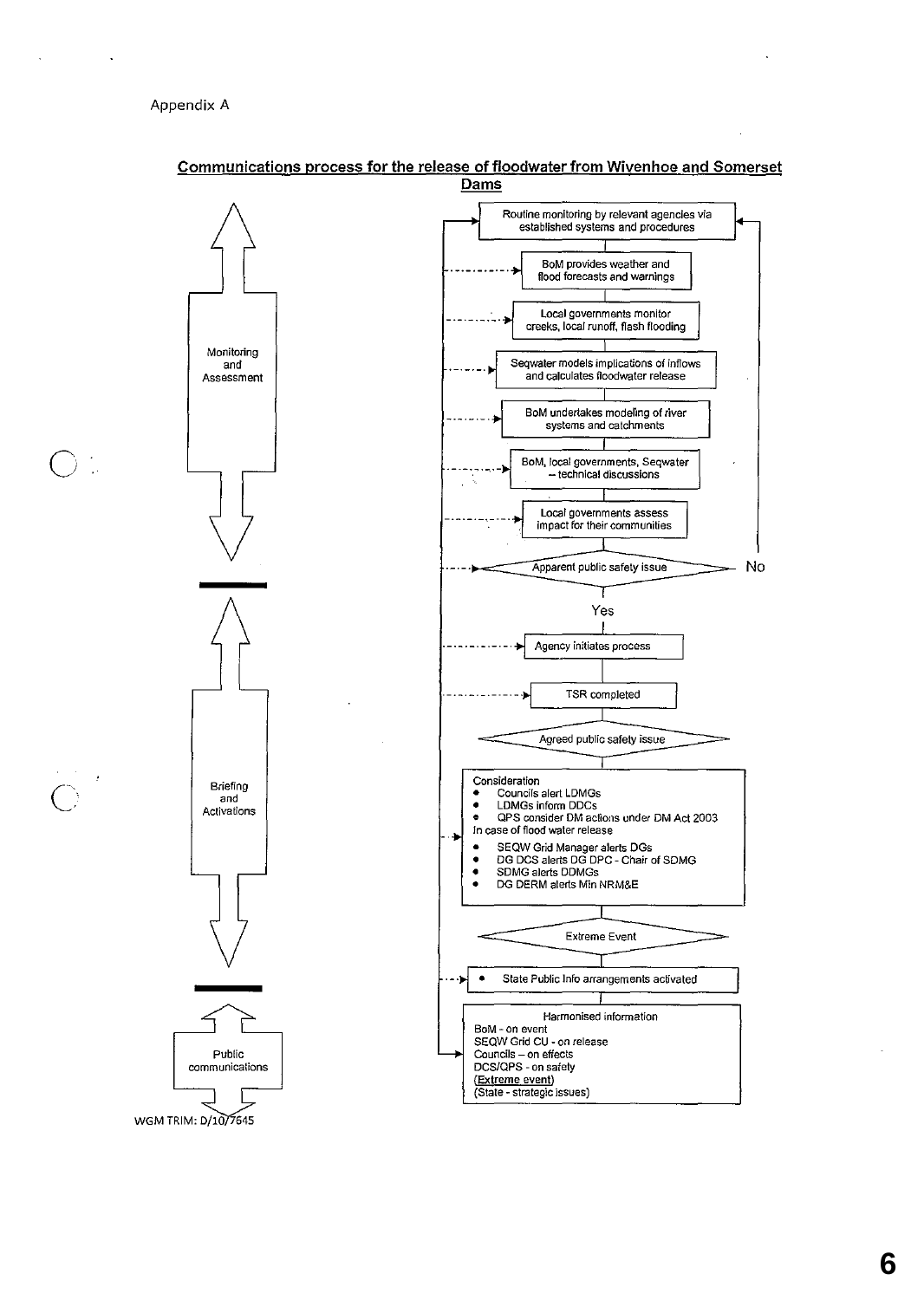Appendix A

## Communications process for the release of floodwater from Wivenhoe and Somerset Dams

**Monitoring and Assessment**

- Routine monitoring by relevant agencies via established systems and procedures
- BoM provides weather and flood forecasts and warnings
- Local governments monitor creeks, local runoff, flash flooding
- Seqwater models implications of inflows and calculates floodwater release
- BoM undertakes modeling of river systems and catchments
- BoM, local governments, Seqwater – technical discussions
- Local governments assess impact for their communities
- Apparent public safety issue — No (return to routine monitoring) / Yes

**Briefing and Activations**

- Agency initiates process
- TSR completed
- Agreed public safety issue
- Consideration
  - Councils alert LDMGs
  - LDMGs inform DDCs
  - QPS consider DM actions under DM Act 2003
  
  In case of flood water release
  - SEQW Grid Manager alerts DGs
  - DG DCS alerts DG DPC - Chair of SDMG
  - SDMG alerts DDMGs
  - DG DERM alerts Min NRM&E
- Extreme Event
  - State Public Info arrangements activated

**Public communications**

- Harmonised information
  - BoM - on event
  - SEQW Grid CU - on release
  - Councils – on effects
  - DCS/QPS - on safety
  - (Extreme event)
  - (State - strategic issues)

WGM TRIM: D/10/7645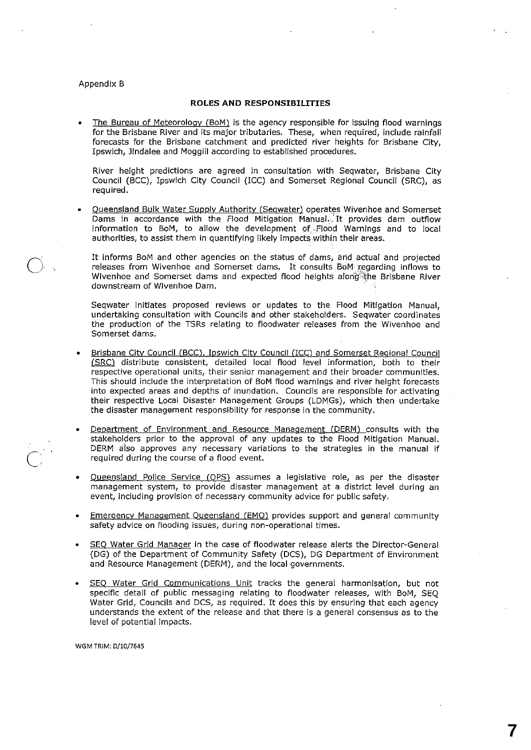Appendix B

## ROLES AND RESPONSIBILITIES

- The Bureau of Meteorology (BoM) is the agency responsible for issuing flood warnings for the Brisbane River and its major tributaries. These, when required, include rainfall forecasts for the Brisbane catchment and predicted river heights for Brisbane City, Ipswich, Jindalee and Moggill according to established procedures.

  River height predictions are agreed in consultation with Seqwater, Brisbane City Council (BCC), Ipswich City Council (ICC) and Somerset Regional Council (SRC), as required.

- Queensland Bulk Water Supply Authority (Seqwater) operates Wivenhoe and Somerset Dams in accordance with the Flood Mitigation Manual. It provides dam outflow information to BoM, to allow the development of Flood Warnings and to local authorities, to assist them in quantifying likely impacts within their areas.

  It informs BoM and other agencies on the status of dams, and actual and projected releases from Wivenhoe and Somerset dams. It consults BoM regarding inflows to Wivenhoe and Somerset dams and expected flood heights along the Brisbane River downstream of Wivenhoe Dam.

  Seqwater initiates proposed reviews or updates to the Flood Mitigation Manual, undertaking consultation with Councils and other stakeholders. Seqwater coordinates the production of the TSRs relating to floodwater releases from the Wivenhoe and Somerset dams.

- Brisbane City Council (BCC), Ipswich City Council (ICC) and Somerset Regional Council (SRC) distribute consistent, detailed local flood level information, both to their respective operational units, their senior management and their broader communities. This should include the interpretation of BoM flood warnings and river height forecasts into expected areas and depths of inundation. Councils are responsible for activating their respective Local Disaster Management Groups (LDMGs), which then undertake the disaster management responsibility for response in the community.

- Department of Environment and Resource Management (DERM) consults with the stakeholders prior to the approval of any updates to the Flood Mitigation Manual. DERM also approves any necessary variations to the strategies in the manual if required during the course of a flood event.

- Queensland Police Service (QPS) assumes a legislative role, as per the disaster management system, to provide disaster management at a district level during an event, including provision of necessary community advice for public safety.

- Emergency Management Queensland (EMQ) provides support and general community safety advice on flooding issues, during non-operational times.

- SEQ Water Grid Manager in the case of floodwater release alerts the Director-General (DG) of the Department of Community Safety (DCS), DG Department of Environment and Resource Management (DERM), and the local governments.

- SEQ Water Grid Communications Unit tracks the general harmonisation, but not specific detail of public messaging relating to floodwater releases, with BoM, SEQ Water Grid, Councils and DCS, as required. It does this by ensuring that each agency understands the extent of the release and that there is a general consensus as to the level of potential impacts.

WGM TRIM: D/10/7645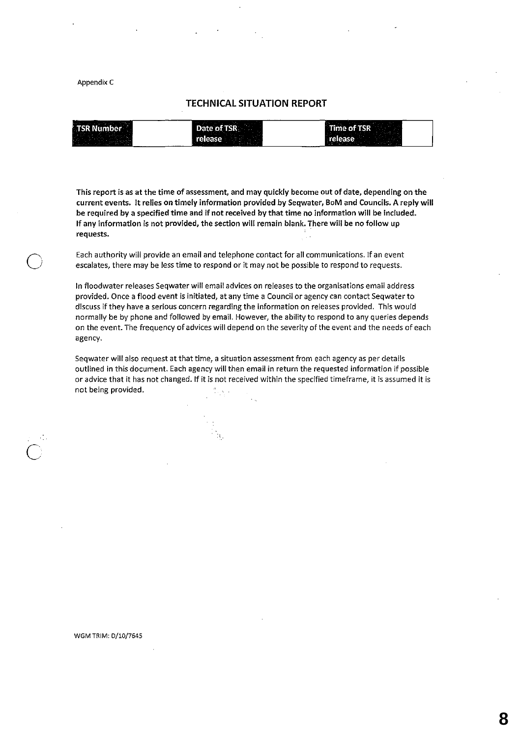Appendix C

## TECHNICAL SITUATION REPORT

| TSR Number | | Date of TSR release | | Time of TSR release | |
|---|---|---|---|---|---|

**This report is as at the time of assessment, and may quickly become out of date, depending on the current events. It relies on timely information provided by Seqwater, BoM and Councils. A reply will be required by a specified time and if not received by that time no information will be included. If any information is not provided, the section will remain blank. There will be no follow up requests.**

Each authority will provide an email and telephone contact for all communications. If an event escalates, there may be less time to respond or it may not be possible to respond to requests.

In floodwater releases Seqwater will email advices on releases to the organisations email address provided. Once a flood event is initiated, at any time a Council or agency can contact Seqwater to discuss if they have a serious concern regarding the information on releases provided. This would normally be by phone and followed by email. However, the ability to respond to any queries depends on the event. The frequency of advices will depend on the severity of the event and the needs of each agency.

Seqwater will also request at that time, a situation assessment from each agency as per details outlined in this document. Each agency will then email in return the requested information if possible or advice that it has not changed. If it is not received within the specified timeframe, it is assumed it is not being provided.

WGM TRIM: D/10/7645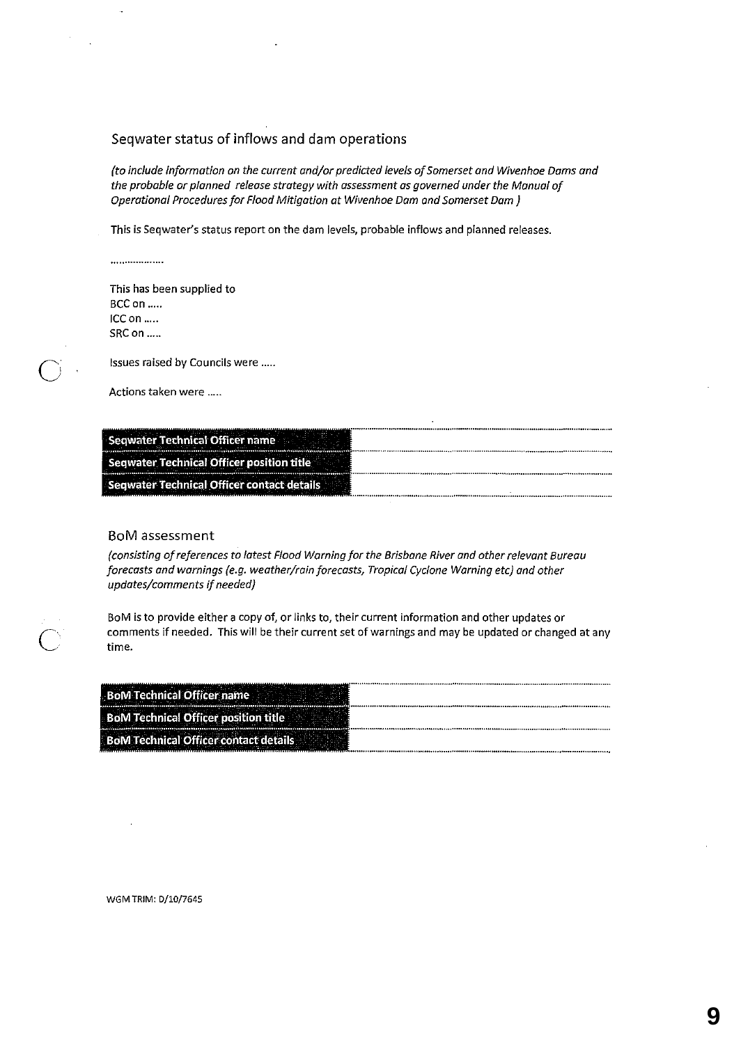## Seqwater status of inflows and dam operations

*(to include information on the current and/or predicted levels of Somerset and Wivenhoe Dams and the probable or planned release strategy with assessment as governed under the Manual of Operational Procedures for Flood Mitigation at Wivenhoe Dam and Somerset Dam )*

This is Seqwater's status report on the dam levels, probable inflows and planned releases.

...................

This has been supplied to
BCC on .....
ICC on .....
SRC on .....

Issues raised by Councils were .....

Actions taken were .....

| | |
|---|---|
| **Seqwater Technical Officer name** | |
| **Seqwater Technical Officer position title** | |
| **Seqwater Technical Officer contact details** | |

## BoM assessment

*(consisting of references to latest Flood Warning for the Brisbane River and other relevant Bureau forecasts and warnings (e.g. weather/rain forecasts, Tropical Cyclone Warning etc) and other updates/comments if needed)*

BoM is to provide either a copy of, or links to, their current information and other updates or comments if needed. This will be their current set of warnings and may be updated or changed at any time.

| | |
|---|---|
| **BoM Technical Officer name** | |
| **BoM Technical Officer position title** | |
| **BoM Technical Officer contact details** | |

WGM TRIM: D/10/7645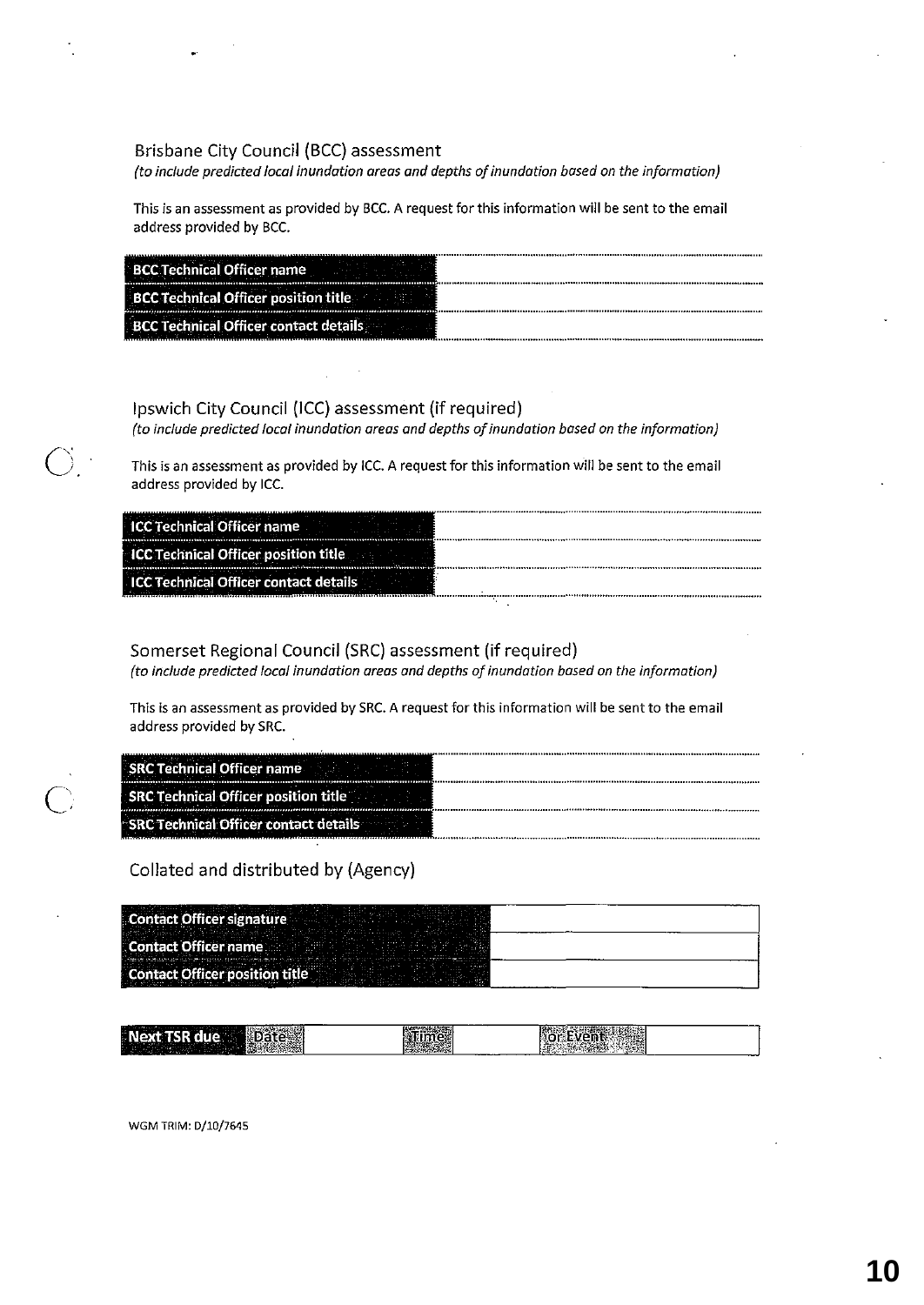## Brisbane City Council (BCC) assessment

*(to include predicted local inundation areas and depths of inundation based on the information)*

This is an assessment as provided by BCC. A request for this information will be sent to the email address provided by BCC.

| | |
|---|---|
| **BCC Technical Officer name** | |
| **BCC Technical Officer position title** | |
| **BCC Technical Officer contact details** | |

## Ipswich City Council (ICC) assessment (if required)

*(to include predicted local inundation areas and depths of inundation based on the information)*

This is an assessment as provided by ICC. A request for this information will be sent to the email address provided by ICC.

| | |
|---|---|
| **ICC Technical Officer name** | |
| **ICC Technical Officer position title** | |
| **ICC Technical Officer contact details** | |

## Somerset Regional Council (SRC) assessment (if required)

*(to include predicted local inundation areas and depths of inundation based on the information)*

This is an assessment as provided by SRC. A request for this information will be sent to the email address provided by SRC.

| | |
|---|---|
| **SRC Technical Officer name** | |
| **SRC Technical Officer position title** | |
| **SRC Technical Officer contact details** | |

## Collated and distributed by (Agency)

| | |
|---|---|
| **Contact Officer signature** | |
| **Contact Officer name** | |
| **Contact Officer position title** | |

| | | | | | | |
|---|---|---|---|---|---|---|
| **Next TSR due** | Date | | Time | | or Event | |

WGM TRIM: D/10/7645